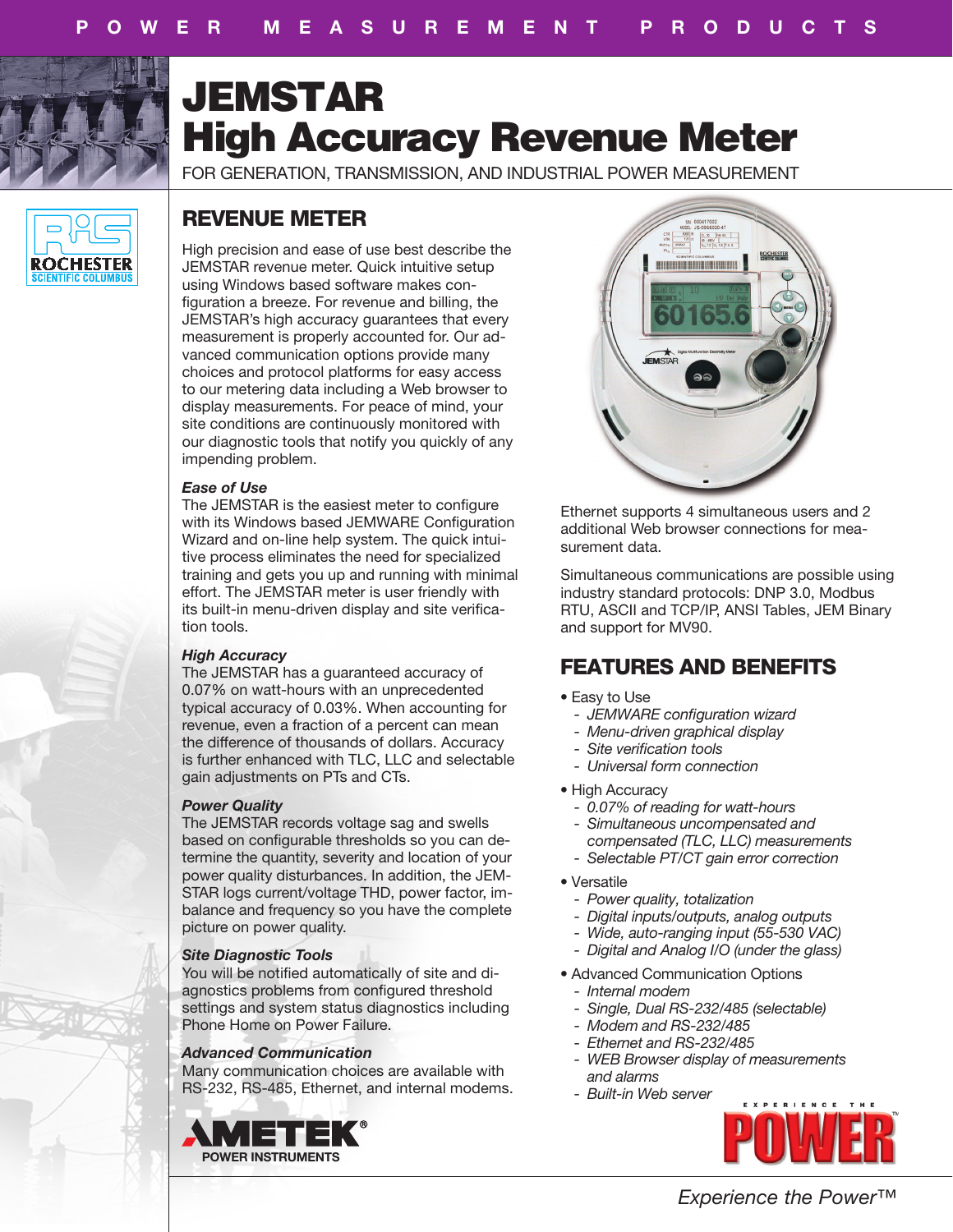POWER MEASUREMENT PRODUCTS

# JEMSTAR High Accuracy Revenue Meter

FOR GENERATION, TRANSMISSION, AND INDUSTRIAL POWER MEASUREMENT

## REVENUE METER

High precision and ease of use best describe the JEMSTAR revenue meter. Quick intuitive setup using Windows based software makes configuration a breeze. For revenue and billing, the JEMSTAR's high accuracy guarantees that every measurement is properly accounted for. Our advanced communication options provide many choices and protocol platforms for easy access to our metering data including a Web browser to display measurements. For peace of mind, your site conditions are continuously monitored with our diagnostic tools that notify you quickly of any impending problem.

***Ease of Use***
The JEMSTAR is the easiest meter to configure with its Windows based JEMWARE Configuration Wizard and on-line help system. The quick intuitive process eliminates the need for specialized training and gets you up and running with minimal effort. The JEMSTAR meter is user friendly with its built-in menu-driven display and site verification tools.

***High Accuracy***
The JEMSTAR has a guaranteed accuracy of 0.07% on watt-hours with an unprecedented typical accuracy of 0.03%. When accounting for revenue, even a fraction of a percent can mean the difference of thousands of dollars. Accuracy is further enhanced with TLC, LLC and selectable gain adjustments on PTs and CTs.

***Power Quality***
The JEMSTAR records voltage sag and swells based on configurable thresholds so you can determine the quantity, severity and location of your power quality disturbances. In addition, the JEMSTAR logs current/voltage THD, power factor, imbalance and frequency so you have the complete picture on power quality.

***Site Diagnostic Tools***
You will be notified automatically of site and diagnostics problems from configured threshold settings and system status diagnostics including Phone Home on Power Failure.

***Advanced Communication***
Many communication choices are available with RS-232, RS-485, Ethernet, and internal modems. Ethernet supports 4 simultaneous users and 2 additional Web browser connections for measurement data.

Simultaneous communications are possible using industry standard protocols: DNP 3.0, Modbus RTU, ASCII and TCP/IP, ANSI Tables, JEM Binary and support for MV90.

## FEATURES AND BENEFITS

- Easy to Use
  - *JEMWARE configuration wizard*
  - *Menu-driven graphical display*
  - *Site verification tools*
  - *Universal form connection*
- High Accuracy
  - *0.07% of reading for watt-hours*
  - *Simultaneous uncompensated and compensated (TLC, LLC) measurements*
  - *Selectable PT/CT gain error correction*
- Versatile
  - *Power quality, totalization*
  - *Digital inputs/outputs, analog outputs*
  - *Wide, auto-ranging input (55-530 VAC)*
  - *Digital and Analog I/O (under the glass)*
- Advanced Communication Options
  - *Internal modem*
  - *Single, Dual RS-232/485 (selectable)*
  - *Modem and RS-232/485*
  - *Ethernet and RS-232/485*
  - *WEB Browser display of measurements and alarms*
  - *Built-in Web server*

AMETEK® POWER INSTRUMENTS

EXPERIENCE THE POWER™

*Experience the Power™*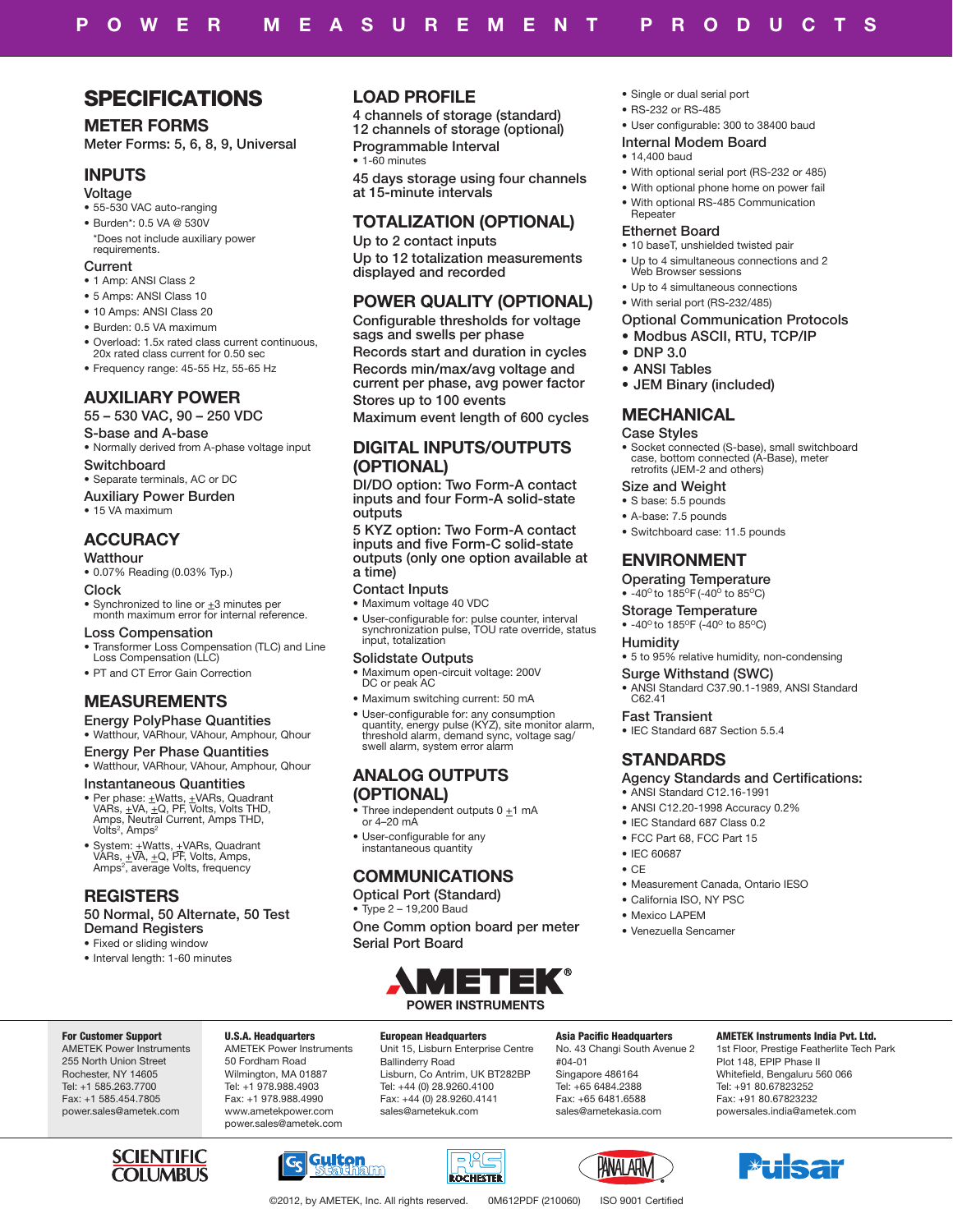# SPECIFICATIONS

## METER FORMS

Meter Forms: 5, 6, 8, 9, Universal

## INPUTS

### Voltage

- 55-530 VAC auto-ranging
- Burden*: 0.5 VA @ 530V

*Does not include auxiliary power requirements.

### Current

- 1 Amp: ANSI Class 2
- 5 Amps: ANSI Class 10
- 10 Amps: ANSI Class 20
- Burden: 0.5 VA maximum
- Overload: 1.5x rated class current continuous, 20x rated class current for 0.50 sec
- Frequency range: 45-55 Hz, 55-65 Hz

## AUXILIARY POWER

55 – 530 VAC, 90 – 250 VDC

### S-base and A-base

- Normally derived from A-phase voltage input

### Switchboard

- Separate terminals, AC or DC

### Auxiliary Power Burden

- 15 VA maximum

## ACCURACY

### Watthour

- 0.07% Reading (0.03% Typ.)

### Clock

- Synchronized to line or ±3 minutes per month maximum error for internal reference.

### Loss Compensation

- Transformer Loss Compensation (TLC) and Line Loss Compensation (LLC)
- PT and CT Error Gain Correction

## MEASUREMENTS

### Energy PolyPhase Quantities

- Watthour, VARhour, VAhour, Amphour, Qhour

### Energy Per Phase Quantities

- Watthour, VARhour, VAhour, Amphour, Qhour

### Instantaneous Quantities

- Per phase: ±Watts, ±VARs, Quadrant VARs, ±VA, ±Q, PF, Volts, Volts THD, Amps, Neutral Current, Amps THD, $Volts^2$, $Amps^2$
- System: ±Watts, ±VARs, Quadrant VARs, ±VA, ±Q, PF, Volts, Amps, $Amps^2$, average Volts, frequency

## REGISTERS

50 Normal, 50 Alternate, 50 Test

### Demand Registers

- Fixed or sliding window
- Interval length: 1-60 minutes

## LOAD PROFILE

4 channels of storage (standard)
12 channels of storage (optional)

### Programmable Interval

- 1-60 minutes

45 days storage using four channels at 15-minute intervals

## TOTALIZATION (OPTIONAL)

Up to 2 contact inputs

Up to 12 totalization measurements displayed and recorded

## POWER QUALITY (OPTIONAL)

Configurable thresholds for voltage sags and swells per phase

Records start and duration in cycles

Records min/max/avg voltage and current per phase, avg power factor

Stores up to 100 events

Maximum event length of 600 cycles

## DIGITAL INPUTS/OUTPUTS (OPTIONAL)

DI/DO option: Two Form-A contact inputs and four Form-A solid-state outputs

5 KYZ option: Two Form-A contact inputs and five Form-C solid-state outputs (only one option available at a time)

### Contact Inputs

- Maximum voltage 40 VDC
- User-configurable for: pulse counter, interval synchronization pulse, TOU rate override, status input, totalization

### Solidstate Outputs

- Maximum open-circuit voltage: 200V DC or peak AC
- Maximum switching current: 50 mA
- User-configurable for: any consumption quantity, energy pulse (KYZ), site monitor alarm, threshold alarm, demand sync, voltage sag/swell alarm, system error alarm

## ANALOG OUTPUTS (OPTIONAL)

- Three independent outputs 0 ±1 mA or 4–20 mA
- User-configurable for any instantaneous quantity

## COMMUNICATIONS

### Optical Port (Standard)

- Type 2 – 19,200 Baud

### One Comm option board per meter

### Serial Port Board

- Single or dual serial port
- RS-232 or RS-485
- User configurable: 300 to 38400 baud

### Internal Modem Board

- 14,400 baud
- With optional serial port (RS-232 or 485)
- With optional phone home on power fail
- With optional RS-485 Communication Repeater

### Ethernet Board

- 10 baseT, unshielded twisted pair
- Up to 4 simultaneous connections and 2 Web Browser sessions
- Up to 4 simultaneous connections
- With serial port (RS-232/485)

### Optional Communication Protocols

- Modbus ASCII, RTU, TCP/IP
- DNP 3.0
- ANSI Tables
- JEM Binary (included)

## MECHANICAL

### Case Styles

- Socket connected (S-base), small switchboard case, bottom connected (A-Base), meter retrofits (JEM-2 and others)

### Size and Weight

- S base: 5.5 pounds
- A-base: 7.5 pounds
- Switchboard case: 11.5 pounds

## ENVIRONMENT

### Operating Temperature

- -40°to 185°F (-40° to 85°C)

### Storage Temperature

- -40°to 185°F (-40° to 85°C)

### Humidity

- 5 to 95% relative humidity, non-condensing

### Surge Withstand (SWC)

- ANSI Standard C37.90.1-1989, ANSI Standard C62.41

### Fast Transient

- IEC Standard 687 Section 5.5.4

## STANDARDS

### Agency Standards and Certifications:

- ANSI Standard C12.16-1991
- ANSI C12.20-1998 Accuracy 0.2%
- IEC Standard 687 Class 0.2
- FCC Part 68, FCC Part 15
- IEC 60687
- CE
- Measurement Canada, Ontario IESO
- California ISO, NY PSC
- Mexico LAPEM
- Venezuella Sencamer

AMETEK®
POWER INSTRUMENTS

**For Customer Support**
AMETEK Power Instruments
255 North Union Street
Rochester, NY 14605
Tel: +1 585.263.7700
Fax: +1 585.454.7805
power.sales@ametek.com

**U.S.A. Headquarters**
AMETEK Power Instruments
50 Fordham Road
Wilmington, MA 01887
Tel: +1 978.988.4903
Fax: +1 978.988.4990
www.ametekpower.com
power.sales@ametek.com

**European Headquarters**
Unit 15, Lisburn Enterprise Centre
Ballinderry Road
Lisburn, Co Antrim, UK BT282BP
Tel: +44 (0) 28.9260.4100
Fax: +44 (0) 28.9260.4141
sales@ametekuk.com

**Asia Pacific Headquarters**
No. 43 Changi South Avenue 2
#04-01
Singapore 486164
Tel: +65 6484.2388
Fax: +65 6481.6588
sales@ametekasia.com

**AMETEK Instruments India Pvt. Ltd.**
1st Floor, Prestige Featherlite Tech Park
Plot 148, EPIP Phase II
Whitefield, Bengaluru 560 066
Tel: +91 80.67823252
Fax: +91 80.67823232
powersales.india@ametek.com

SCIENTIFIC COLUMBUS | Gulton Statham | RIS ROCHESTER | PANALARM | Pulsar

©2012, by AMETEK, Inc. All rights reserved. 0M612PDF (210060) ISO 9001 Certified